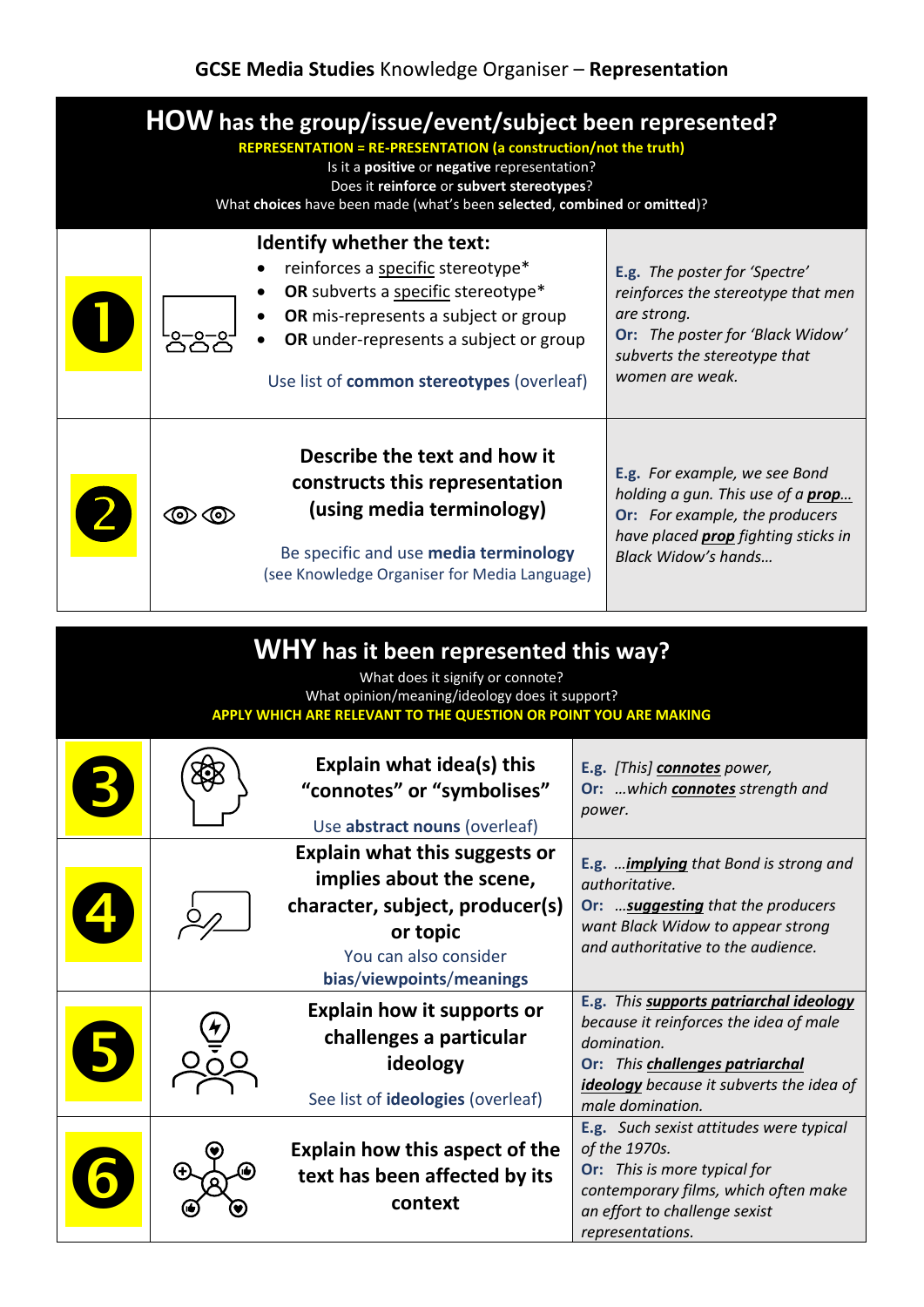# GCSE Media Studies Knowledge Organiser – Representation

## HOW has the group/issue/event/subject been represented?

**REPRESENTATION = RE-PRESENTATION (a construction/not the truth)**

Is it a **positive** or **negative** representation?

Does it **reinforce** or **subvert stereotypes**?

What **choices** have been made (what's been **selected**, **combined** or **omitted**)?

| | Task | Examples |
|---|---|---|
| 1 | **Identify whether the text:**<br>• reinforces a specific stereotype*<br>• **OR** subverts a specific stereotype*<br>• **OR** mis-represents a subject or group<br>• **OR** under-represents a subject or group<br><br>Use list of **common stereotypes** (overleaf) | **E.g.** *The poster for 'Spectre' reinforces the stereotype that men are strong.*<br>**Or:** *The poster for 'Black Widow' subverts the stereotype that women are weak.* |
| 2 | **Describe the text and how it constructs this representation (using media terminology)**<br><br>Be specific and use **media terminology** (see Knowledge Organiser for Media Language) | **E.g.** *For example, we see Bond holding a gun. This use of a* ***prop…***<br>**Or:** *For example, the producers have placed* ***prop*** *fighting sticks in Black Widow's hands…* |

## WHY has it been represented this way?

What does it signify or connote?

What opinion/meaning/ideology does it support?

**APPLY WHICH ARE RELEVANT TO THE QUESTION OR POINT YOU ARE MAKING**

| | Task | Examples |
|---|---|---|
| 3 | **Explain what idea(s) this "connotes" or "symbolises"**<br><br>Use **abstract nouns** (overleaf) | **E.g.** *[This]* ***connotes*** *power,*<br>**Or:** *…which* ***connotes*** *strength and power.* |
| 4 | **Explain what this suggests or implies about the scene, character, subject, producer(s) or topic**<br>You can also consider **bias/viewpoints/meanings** | **E.g.** *…**implying** that Bond is strong and authoritative.*<br>**Or:** *…**suggesting** that the producers want Black Widow to appear strong and authoritative to the audience.* |
| 5 | **Explain how it supports or challenges a particular ideology**<br><br>See list of **ideologies** (overleaf) | **E.g.** *This* ***supports patriarchal ideology*** *because it reinforces the idea of male domination.*<br>**Or:** *This* ***challenges patriarchal ideology*** *because it subverts the idea of male domination.* |
| 6 | **Explain how this aspect of the text has been affected by its context** | **E.g.** *Such sexist attitudes were typical of the 1970s.*<br>**Or:** *This is more typical for contemporary films, which often make an effort to challenge sexist representations.* |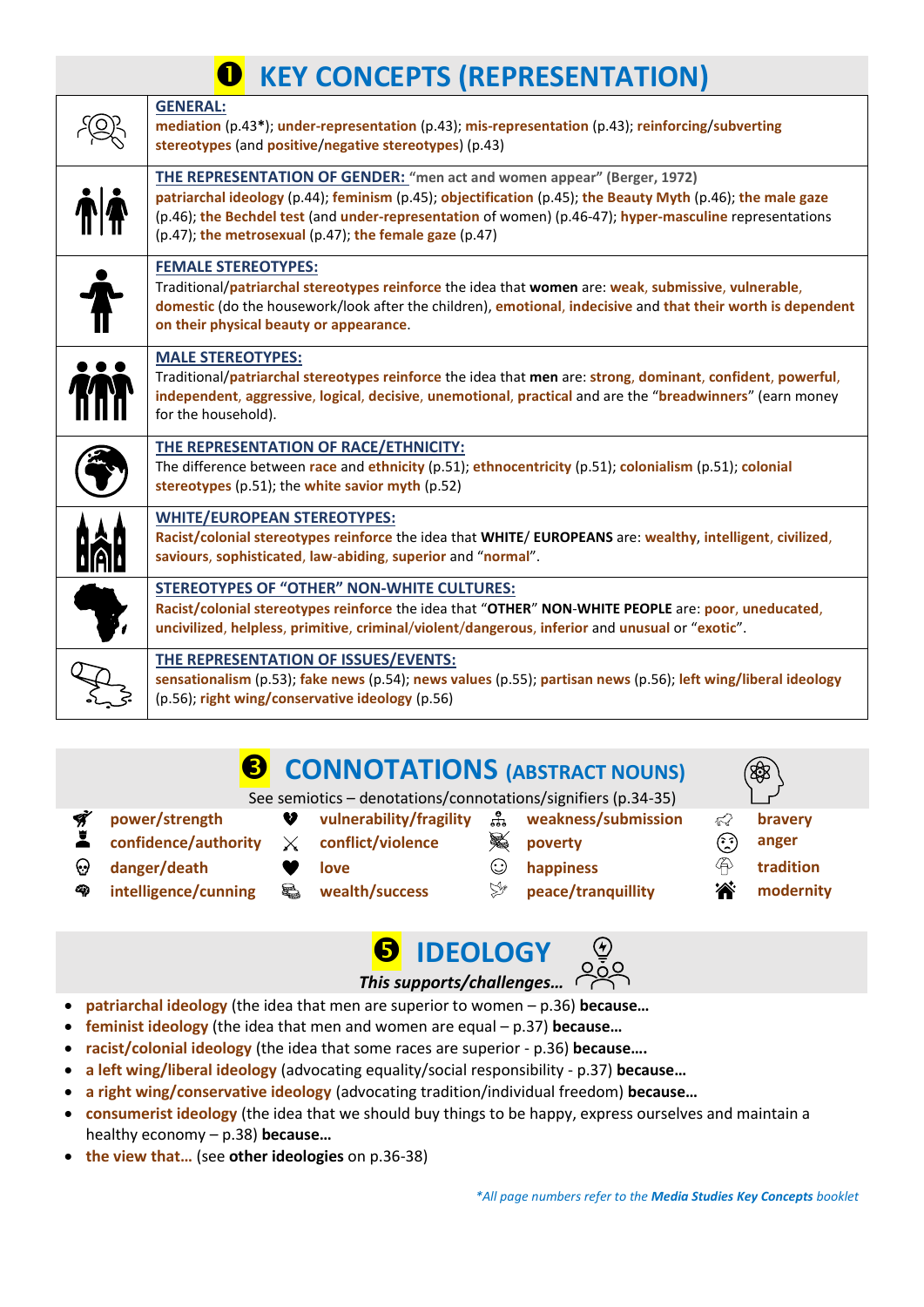# ❶ KEY CONCEPTS (REPRESENTATION)

| | |
|---|---|
| | **GENERAL:** **mediation** (p.43**\***); **under-representation** (p.43); **mis-representation** (p.43); **reinforcing/subverting stereotypes** (and **positive/negative stereotypes**) (p.43) |
| | **THE REPRESENTATION OF GENDER:** **"men act and women appear" (Berger, 1972)** **patriarchal ideology** (p.44); **feminism** (p.45); **objectification** (p.45); **the Beauty Myth** (p.46); **the male gaze** (p.46); **the Bechdel test** (and **under-representation** of women) (p.46-47); **hyper-masculine** representations (p.47); **the metrosexual** (p.47); **the female gaze** (p.47) |
| | **FEMALE STEREOTYPES:** Traditional/**patriarchal stereotypes reinforce** the idea that **women** are: **weak**, **submissive**, **vulnerable**, **domestic** (do the housework/look after the children), **emotional**, **indecisive** and **that their worth is dependent on their physical beauty or appearance**. |
| | **MALE STEREOTYPES:** Traditional/**patriarchal stereotypes reinforce** the idea that **men** are: **strong**, **dominant**, **confident**, **powerful**, **independent**, **aggressive**, **logical**, **decisive**, **unemotional**, **practical** and are the "**breadwinners**" (earn money for the household). |
| | **THE REPRESENTATION OF RACE/ETHNICITY:** The difference between **race** and **ethnicity** (p.51); **ethnocentricity** (p.51); **colonialism** (p.51); **colonial stereotypes** (p.51); the **white savior myth** (p.52) |
| | **WHITE/EUROPEAN STEREOTYPES:** **Racist/colonial stereotypes reinforce** the idea that **WHITE/ EUROPEANS** are: **wealthy**, **intelligent**, **civilized**, **saviours**, **sophisticated**, **law-abiding**, **superior** and "**normal**". |
| | **STEREOTYPES OF "OTHER" NON-WHITE CULTURES:** **Racist/colonial stereotypes reinforce** the idea that "**OTHER**" **NON-WHITE PEOPLE** are: **poor**, **uneducated**, **uncivilized**, **helpless**, **primitive**, **criminal/violent/dangerous**, **inferior** and **unusual** or "**exotic**". |
| | **THE REPRESENTATION OF ISSUES/EVENTS:** **sensationalism** (p.53); **fake news** (p.54); **news values** (p.55); **partisan news** (p.56); **left wing/liberal ideology** (p.56); **right wing/conservative ideology** (p.56) |

# ❸ CONNOTATIONS (ABSTRACT NOUNS)

See semiotics – denotations/connotations/signifiers (p.34-35)

| | | | |
|---|---|---|---|
| **power/strength** | **vulnerability/fragility** | **weakness/submission** | **bravery** |
| **confidence/authority** | **conflict/violence** | **poverty** | **anger** |
| **danger/death** | **love** | **happiness** | **tradition** |
| **intelligence/cunning** | **wealth/success** | **peace/tranquillity** | **modernity** |

# ❺ IDEOLOGY

***This supports/challenges…***

- **patriarchal ideology** (the idea that men are superior to women – p.36) **because…**
- **feminist ideology** (the idea that men and women are equal – p.37) **because…**
- **racist/colonial ideology** (the idea that some races are superior - p.36) **because….**
- **a left wing/liberal ideology** (advocating equality/social responsibility - p.37) **because…**
- **a right wing/conservative ideology** (advocating tradition/individual freedom) **because…**
- **consumerist ideology** (the idea that we should buy things to be happy, express ourselves and maintain a healthy economy – p.38) **because…**
- **the view that…** (see **other ideologies** on p.36-38)

*\*All page numbers refer to the **Media Studies Key Concepts** booklet*